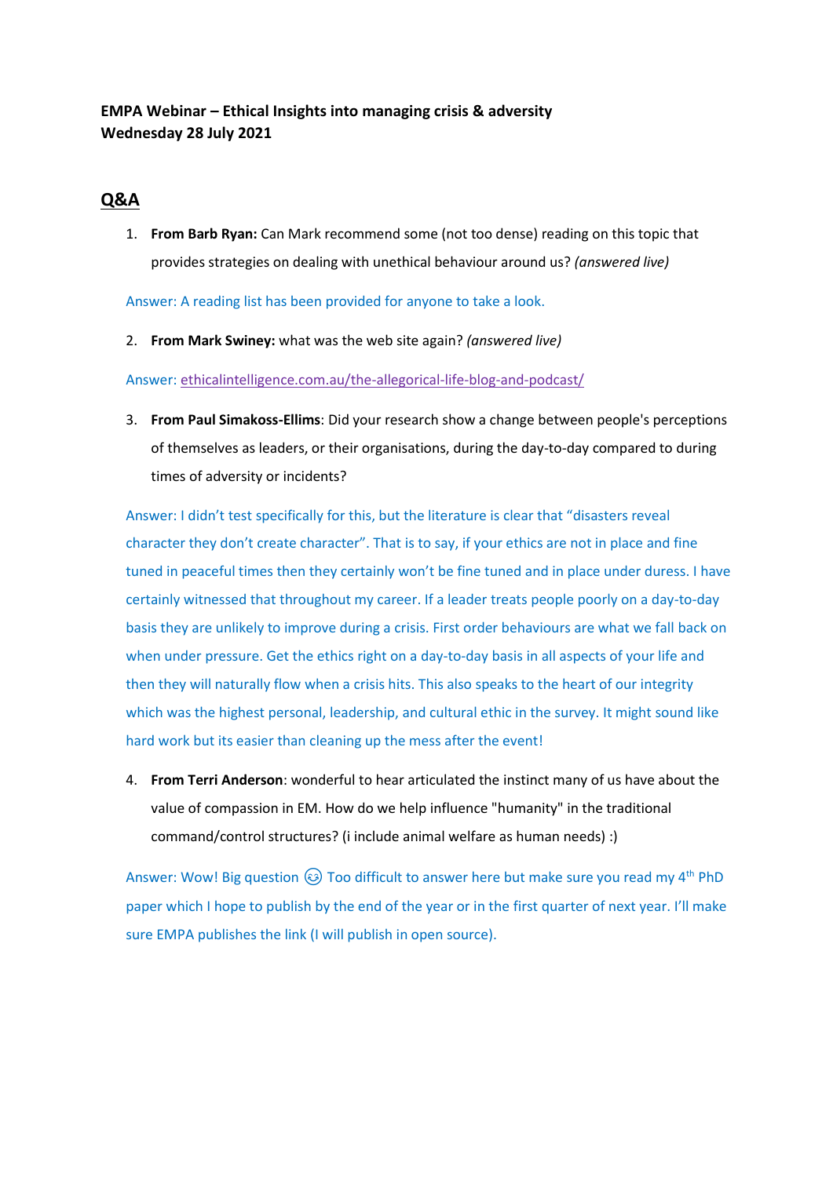**EMPA Webinar – Ethical Insights into managing crisis & adversity**
**Wednesday 28 July 2021**

## Q&A

1. **From Barb Ryan:** Can Mark recommend some (not too dense) reading on this topic that provides strategies on dealing with unethical behaviour around us? *(answered live)*

Answer: A reading list has been provided for anyone to take a look.

2. **From Mark Swiney:** what was the web site again? *(answered live)*

Answer: [ethicalintelligence.com.au/the-allegorical-life-blog-and-podcast/](ethicalintelligence.com.au/the-allegorical-life-blog-and-podcast/)

3. **From Paul Simakoss-Ellims**: Did your research show a change between people's perceptions of themselves as leaders, or their organisations, during the day-to-day compared to during times of adversity or incidents?

Answer: I didn't test specifically for this, but the literature is clear that "disasters reveal character they don't create character". That is to say, if your ethics are not in place and fine tuned in peaceful times then they certainly won't be fine tuned and in place under duress. I have certainly witnessed that throughout my career. If a leader treats people poorly on a day-to-day basis they are unlikely to improve during a crisis. First order behaviours are what we fall back on when under pressure. Get the ethics right on a day-to-day basis in all aspects of your life and then they will naturally flow when a crisis hits. This also speaks to the heart of our integrity which was the highest personal, leadership, and cultural ethic in the survey. It might sound like hard work but its easier than cleaning up the mess after the event!

4. **From Terri Anderson**: wonderful to hear articulated the instinct many of us have about the value of compassion in EM. How do we help influence "humanity" in the traditional command/control structures? (i include animal welfare as human needs) :)

Answer: Wow! Big question 😉 Too difficult to answer here but make sure you read my 4th PhD paper which I hope to publish by the end of the year or in the first quarter of next year. I'll make sure EMPA publishes the link (I will publish in open source).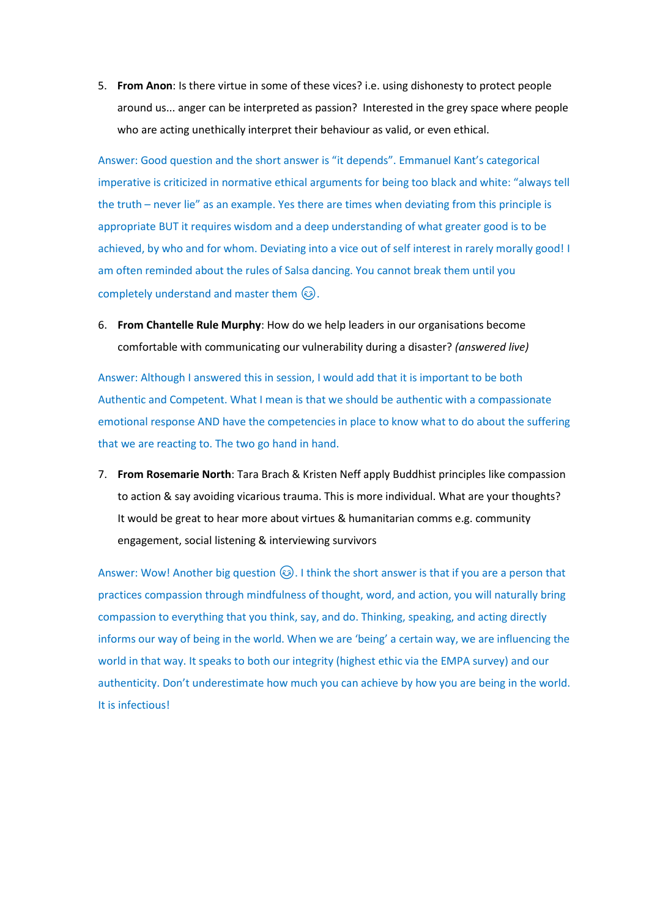5. **From Anon**: Is there virtue in some of these vices? i.e. using dishonesty to protect people around us... anger can be interpreted as passion? Interested in the grey space where people who are acting unethically interpret their behaviour as valid, or even ethical.

Answer: Good question and the short answer is "it depends". Emmanuel Kant's categorical imperative is criticized in normative ethical arguments for being too black and white: "always tell the truth – never lie" as an example. Yes there are times when deviating from this principle is appropriate BUT it requires wisdom and a deep understanding of what greater good is to be achieved, by who and for whom. Deviating into a vice out of self interest in rarely morally good! I am often reminded about the rules of Salsa dancing. You cannot break them until you completely understand and master them ☺.

6. **From Chantelle Rule Murphy**: How do we help leaders in our organisations become comfortable with communicating our vulnerability during a disaster? *(answered live)*

Answer: Although I answered this in session, I would add that it is important to be both Authentic and Competent. What I mean is that we should be authentic with a compassionate emotional response AND have the competencies in place to know what to do about the suffering that we are reacting to. The two go hand in hand.

7. **From Rosemarie North**: Tara Brach & Kristen Neff apply Buddhist principles like compassion to action & say avoiding vicarious trauma. This is more individual. What are your thoughts? It would be great to hear more about virtues & humanitarian comms e.g. community engagement, social listening & interviewing survivors

Answer: Wow! Another big question ☺. I think the short answer is that if you are a person that practices compassion through mindfulness of thought, word, and action, you will naturally bring compassion to everything that you think, say, and do. Thinking, speaking, and acting directly informs our way of being in the world. When we are 'being' a certain way, we are influencing the world in that way. It speaks to both our integrity (highest ethic via the EMPA survey) and our authenticity. Don't underestimate how much you can achieve by how you are being in the world. It is infectious!